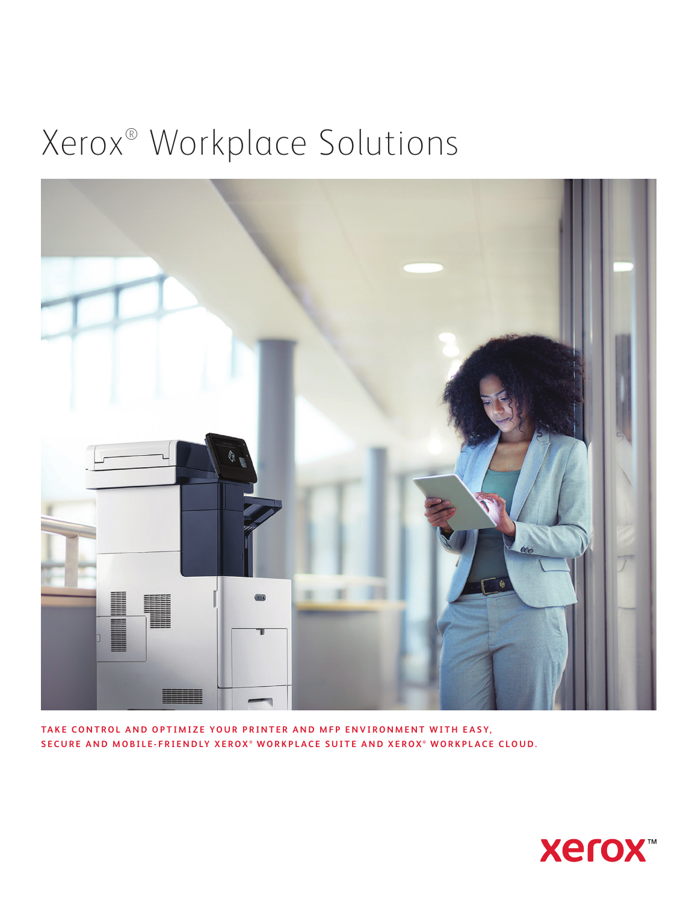# Xerox® Workplace Solutions

**TAKE CONTROL AND OPTIMIZE YOUR PRINTER AND MFP ENVIRONMENT WITH EASY, SECURE AND MOBILE-FRIENDLY XEROX® WORKPLACE SUITE AND XEROX® WORKPLACE CLOUD.**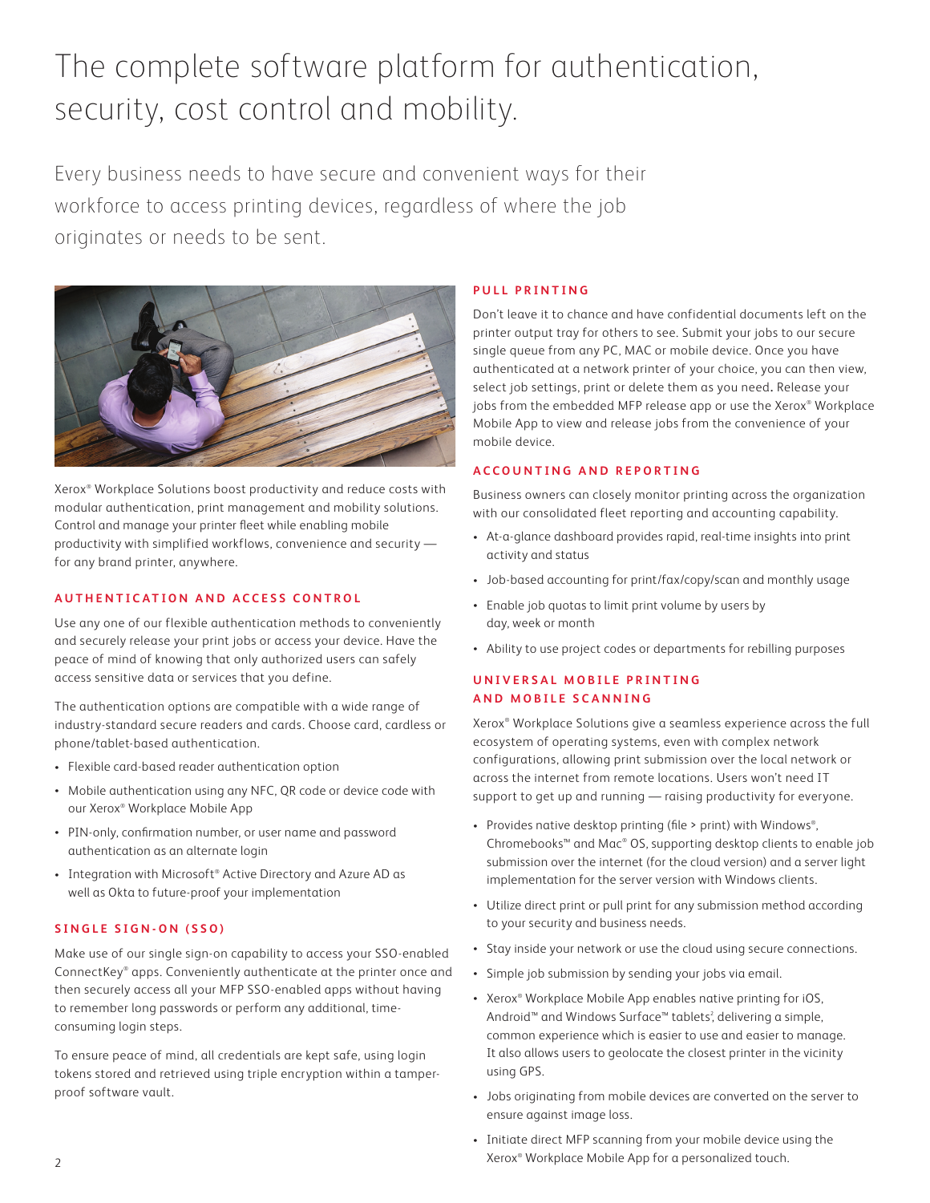# The complete software platform for authentication, security, cost control and mobility.

Every business needs to have secure and convenient ways for their workforce to access printing devices, regardless of where the job originates or needs to be sent.

Xerox® Workplace Solutions boost productivity and reduce costs with modular authentication, print management and mobility solutions. Control and manage your printer fleet while enabling mobile productivity with simplified workflows, convenience and security — for any brand printer, anywhere.

## AUTHENTICATION AND ACCESS CONTROL

Use any one of our flexible authentication methods to conveniently and securely release your print jobs or access your device. Have the peace of mind of knowing that only authorized users can safely access sensitive data or services that you define.

The authentication options are compatible with a wide range of industry-standard secure readers and cards. Choose card, cardless or phone/tablet-based authentication.

- Flexible card-based reader authentication option
- Mobile authentication using any NFC, QR code or device code with our Xerox® Workplace Mobile App
- PIN-only, confirmation number, or user name and password authentication as an alternate login
- Integration with Microsoft® Active Directory and Azure AD as well as Okta to future-proof your implementation

## SINGLE SIGN-ON (SSO)

Make use of our single sign-on capability to access your SSO-enabled ConnectKey® apps. Conveniently authenticate at the printer once and then securely access all your MFP SSO-enabled apps without having to remember long passwords or perform any additional, time-consuming login steps.

To ensure peace of mind, all credentials are kept safe, using login tokens stored and retrieved using triple encryption within a tamper-proof software vault.

## PULL PRINTING

Don't leave it to chance and have confidential documents left on the printer output tray for others to see. Submit your jobs to our secure single queue from any PC, MAC or mobile device. Once you have authenticated at a network printer of your choice, you can then view, select job settings, print or delete them as you need. Release your jobs from the embedded MFP release app or use the Xerox® Workplace Mobile App to view and release jobs from the convenience of your mobile device.

## ACCOUNTING AND REPORTING

Business owners can closely monitor printing across the organization with our consolidated fleet reporting and accounting capability.

- At-a-glance dashboard provides rapid, real-time insights into print activity and status
- Job-based accounting for print/fax/copy/scan and monthly usage
- Enable job quotas to limit print volume by users by day, week or month
- Ability to use project codes or departments for rebilling purposes

## UNIVERSAL MOBILE PRINTING AND MOBILE SCANNING

Xerox® Workplace Solutions give a seamless experience across the full ecosystem of operating systems, even with complex network configurations, allowing print submission over the local network or across the internet from remote locations. Users won't need IT support to get up and running — raising productivity for everyone.

- Provides native desktop printing (file > print) with Windows®, Chromebooks™ and Mac® OS, supporting desktop clients to enable job submission over the internet (for the cloud version) and a server light implementation for the server version with Windows clients.
- Utilize direct print or pull print for any submission method according to your security and business needs.
- Stay inside your network or use the cloud using secure connections.
- Simple job submission by sending your jobs via email.
- Xerox® Workplace Mobile App enables native printing for iOS, Android™ and Windows Surface™ tablets[2], delivering a simple, common experience which is easier to use and easier to manage. It also allows users to geolocate the closest printer in the vicinity using GPS.
- Jobs originating from mobile devices are converted on the server to ensure against image loss.
- Initiate direct MFP scanning from your mobile device using the Xerox® Workplace Mobile App for a personalized touch.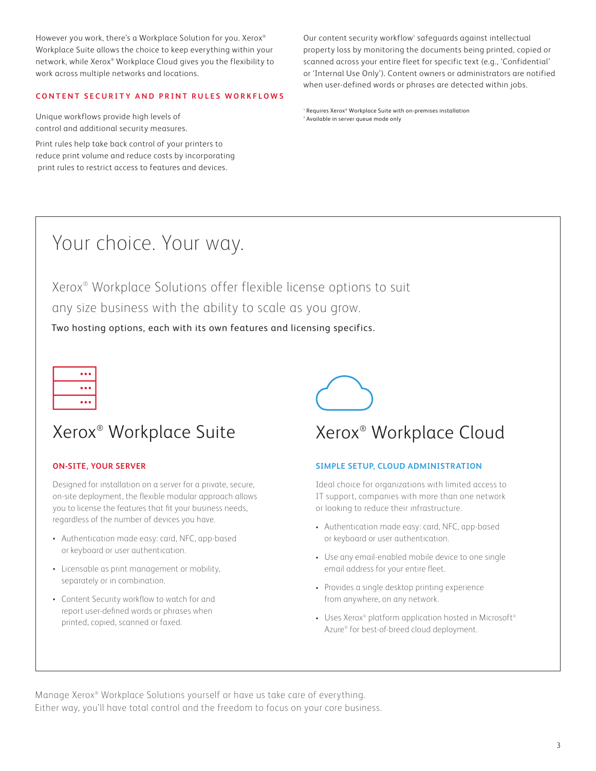However you work, there's a Workplace Solution for you. Xerox® Workplace Suite allows the choice to keep everything within your network, while Xerox® Workplace Cloud gives you the flexibility to work across multiple networks and locations.

### CONTENT SECURITY AND PRINT RULES WORKFLOWS

Unique workflows provide high levels of control and additional security measures.

Print rules help take back control of your printers to reduce print volume and reduce costs by incorporating print rules to restrict access to features and devices.

Our content security workflow[1] safeguards against intellectual property loss by monitoring the documents being printed, copied or scanned across your entire fleet for specific text (e.g., 'Confidential' or 'Internal Use Only'). Content owners or administrators are notified when user-defined words or phrases are detected within jobs.

[1] Requires Xerox® Workplace Suite with on-premises installation
[2] Available in server queue mode only

# Your choice. Your way.

Xerox® Workplace Solutions offer flexible license options to suit any size business with the ability to scale as you grow.

Two hosting options, each with its own features and licensing specifics.

## Xerox® Workplace Suite

### ON-SITE, YOUR SERVER

Designed for installation on a server for a private, secure, on-site deployment, the flexible modular approach allows you to license the features that fit your business needs, regardless of the number of devices you have.

- Authentication made easy: card, NFC, app-based or keyboard or user authentication.
- Licensable as print management or mobility, separately or in combination.
- Content Security workflow to watch for and report user-defined words or phrases when printed, copied, scanned or faxed.

## Xerox® Workplace Cloud

### SIMPLE SETUP, CLOUD ADMINISTRATION

Ideal choice for organizations with limited access to IT support, companies with more than one network or looking to reduce their infrastructure.

- Authentication made easy: card, NFC, app-based or keyboard or user authentication.
- Use any email-enabled mobile device to one single email address for your entire fleet.
- Provides a single desktop printing experience from anywhere, on any network.
- Uses Xerox® platform application hosted in Microsoft® Azure® for best-of-breed cloud deployment.

Manage Xerox® Workplace Solutions yourself or have us take care of everything. Either way, you'll have total control and the freedom to focus on your core business.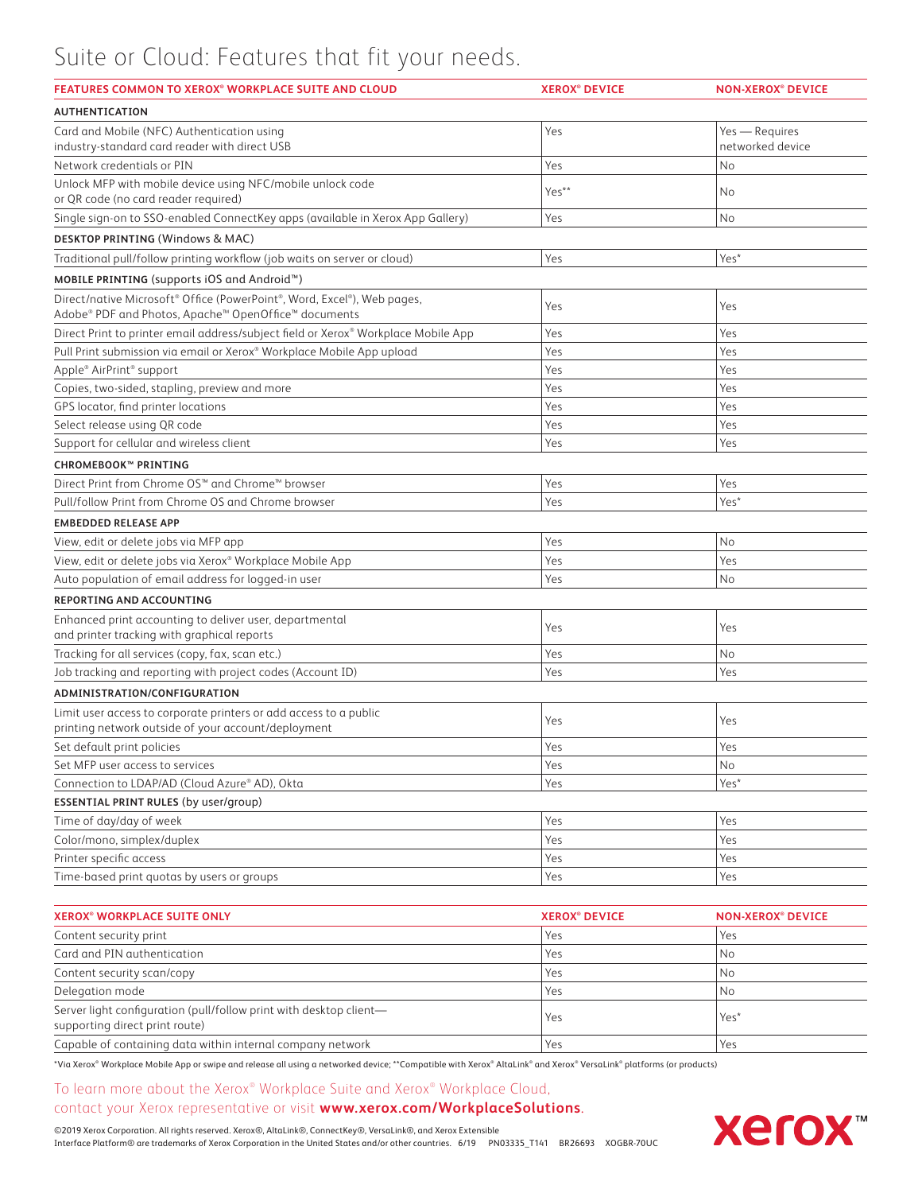# Suite or Cloud: Features that fit your needs.

| FEATURES COMMON TO XEROX® WORKPLACE SUITE AND CLOUD | XEROX® DEVICE | NON-XEROX® DEVICE |
|---|---|---|
| **AUTHENTICATION** | | |
| Card and Mobile (NFC) Authentication using industry-standard card reader with direct USB | Yes | Yes — Requires networked device |
| Network credentials or PIN | Yes | No |
| Unlock MFP with mobile device using NFC/mobile unlock code or QR code (no card reader required) | Yes** | No |
| Single sign-on to SSO-enabled ConnectKey apps (available in Xerox App Gallery) | Yes | No |
| **DESKTOP PRINTING** (Windows & MAC) | | |
| Traditional pull/follow printing workflow (job waits on server or cloud) | Yes | Yes* |
| **MOBILE PRINTING** (supports iOS and Android™) | | |
| Direct/native Microsoft® Office (PowerPoint®, Word, Excel®), Web pages, Adobe® PDF and Photos, Apache™ OpenOffice™ documents | Yes | Yes |
| Direct Print to printer email address/subject field or Xerox® Workplace Mobile App | Yes | Yes |
| Pull Print submission via email or Xerox® Workplace Mobile App upload | Yes | Yes |
| Apple® AirPrint® support | Yes | Yes |
| Copies, two-sided, stapling, preview and more | Yes | Yes |
| GPS locator, find printer locations | Yes | Yes |
| Select release using QR code | Yes | Yes |
| Support for cellular and wireless client | Yes | Yes |
| **CHROMEBOOK™ PRINTING** | | |
| Direct Print from Chrome OS™ and Chrome™ browser | Yes | Yes |
| Pull/follow Print from Chrome OS and Chrome browser | Yes | Yes* |
| **EMBEDDED RELEASE APP** | | |
| View, edit or delete jobs via MFP app | Yes | No |
| View, edit or delete jobs via Xerox® Workplace Mobile App | Yes | Yes |
| Auto population of email address for logged-in user | Yes | No |
| **REPORTING AND ACCOUNTING** | | |
| Enhanced print accounting to deliver user, departmental and printer tracking with graphical reports | Yes | Yes |
| Tracking for all services (copy, fax, scan etc.) | Yes | No |
| Job tracking and reporting with project codes (Account ID) | Yes | Yes |
| **ADMINISTRATION/CONFIGURATION** | | |
| Limit user access to corporate printers or add access to a public printing network outside of your account/deployment | Yes | Yes |
| Set default print policies | Yes | Yes |
| Set MFP user access to services | Yes | No |
| Connection to LDAP/AD (Cloud Azure® AD), Okta | Yes | Yes* |
| **ESSENTIAL PRINT RULES** (by user/group) | | |
| Time of day/day of week | Yes | Yes |
| Color/mono, simplex/duplex | Yes | Yes |
| Printer specific access | Yes | Yes |
| Time-based print quotas by users or groups | Yes | Yes |

| XEROX® WORKPLACE SUITE ONLY | XEROX® DEVICE | NON-XEROX® DEVICE |
|---|---|---|
| Content security print | Yes | Yes |
| Card and PIN authentication | Yes | No |
| Content security scan/copy | Yes | No |
| Delegation mode | Yes | No |
| Server light configuration (pull/follow print with desktop client—supporting direct print route) | Yes | Yes* |
| Capable of containing data within internal company network | Yes | Yes |

*Via Xerox® Workplace Mobile App or swipe and release all using a networked device; **Compatible with Xerox® AltaLink® and Xerox® VersaLink® platforms (or products)

To learn more about the Xerox® Workplace Suite and Xerox® Workplace Cloud, contact your Xerox representative or visit **www.xerox.com/WorkplaceSolutions**.

©2019 Xerox Corporation. All rights reserved. Xerox®, AltaLink®, ConnectKey®, VersaLink®, and Xerox Extensible Interface Platform® are trademarks of Xerox Corporation in the United States and/or other countries. 6/19 PN03335_T141 BR26693 XOGBR-70UC

xerox™